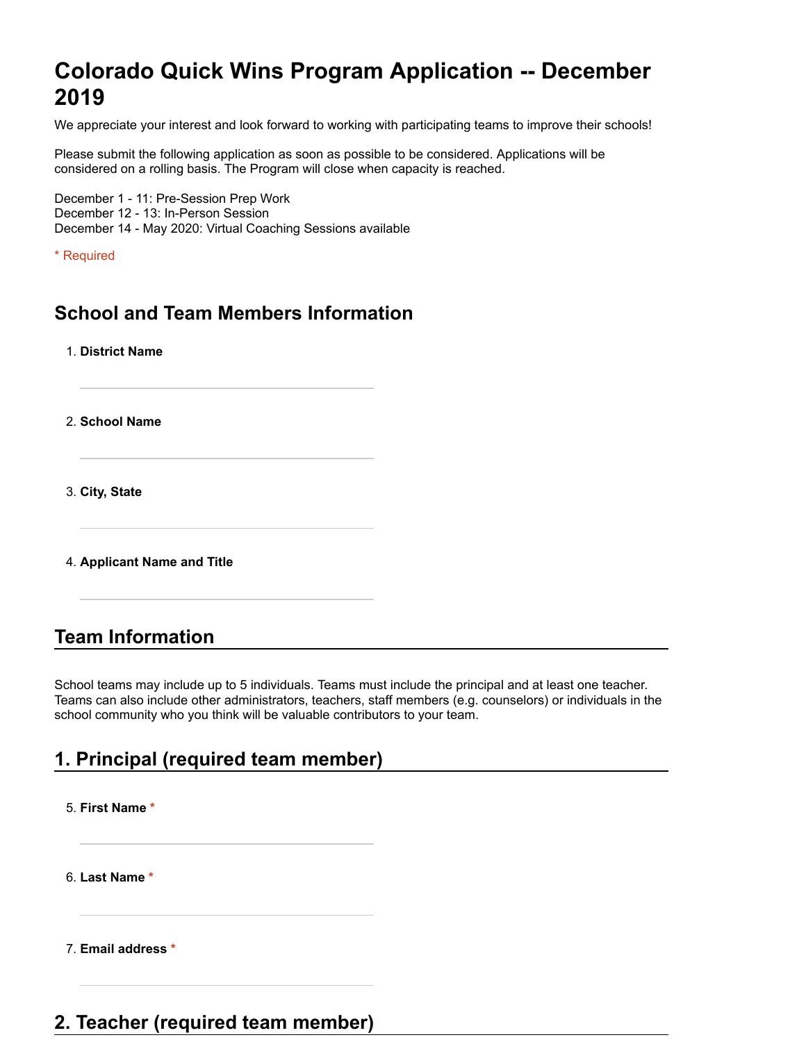# Colorado Quick Wins Program Application -- December 2019

We appreciate your interest and look forward to working with participating teams to improve their schools!

Please submit the following application as soon as possible to be considered. Applications will be considered on a rolling basis. The Program will close when capacity is reached.

December 1 - 11: Pre-Session Prep Work
December 12 - 13: In-Person Session
December 14 - May 2020: Virtual Coaching Sessions available

* Required

## School and Team Members Information

1. **District Name**

2. **School Name**

3. **City, State**

4. **Applicant Name and Title**

## Team Information

School teams may include up to 5 individuals. Teams must include the principal and at least one teacher. Teams can also include other administrators, teachers, staff members (e.g. counselors) or individuals in the school community who you think will be valuable contributors to your team.

## 1. Principal (required team member)

5. **First Name** *

6. **Last Name** *

7. **Email address** *

## 2. Teacher (required team member)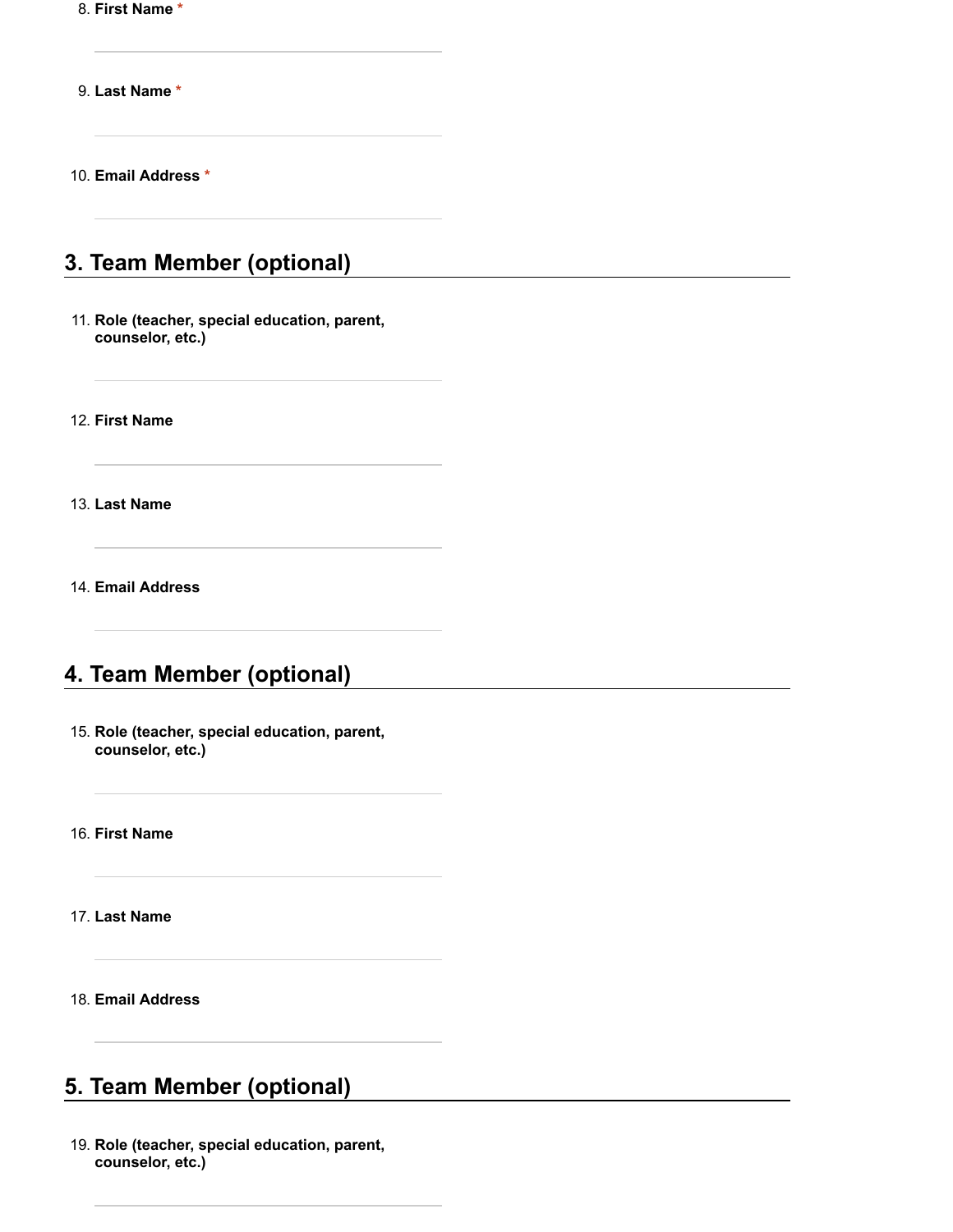8. **First Name** *

9. **Last Name** *

10. **Email Address** *

## 3. Team Member (optional)

11. **Role (teacher, special education, parent, counselor, etc.)**

12. **First Name**

13. **Last Name**

14. **Email Address**

## 4. Team Member (optional)

15. **Role (teacher, special education, parent, counselor, etc.)**

16. **First Name**

17. **Last Name**

18. **Email Address**

## 5. Team Member (optional)

19. **Role (teacher, special education, parent, counselor, etc.)**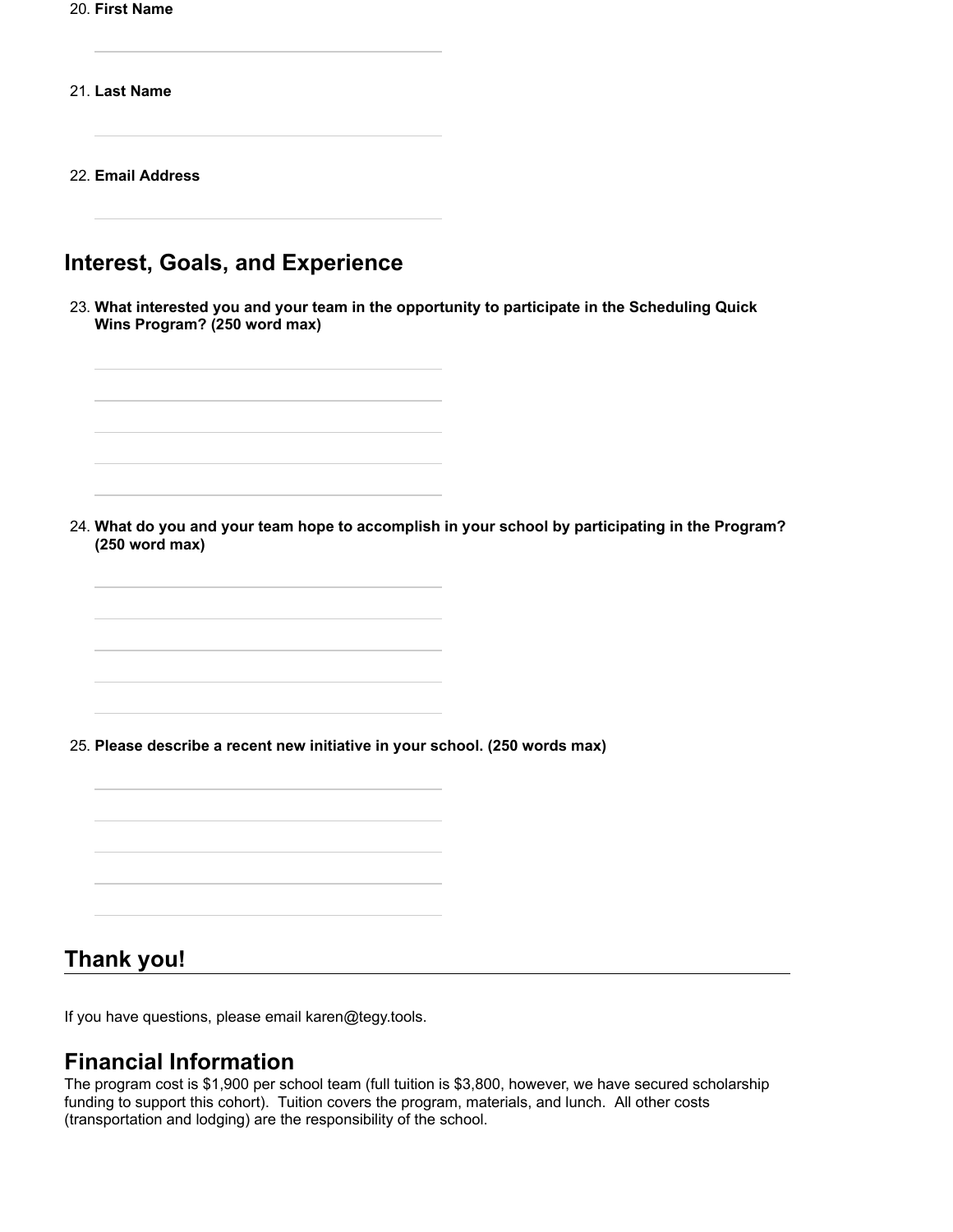20. **First Name**

21. **Last Name**

22. **Email Address**

## Interest, Goals, and Experience

23. **What interested you and your team in the opportunity to participate in the Scheduling Quick Wins Program? (250 word max)**

24. **What do you and your team hope to accomplish in your school by participating in the Program? (250 word max)**

25. **Please describe a recent new initiative in your school. (250 words max)**

## Thank you!

If you have questions, please email karen@tegy.tools.

## Financial Information

The program cost is $1,900 per school team (full tuition is $3,800, however, we have secured scholarship funding to support this cohort). Tuition covers the program, materials, and lunch. All other costs (transportation and lodging) are the responsibility of the school.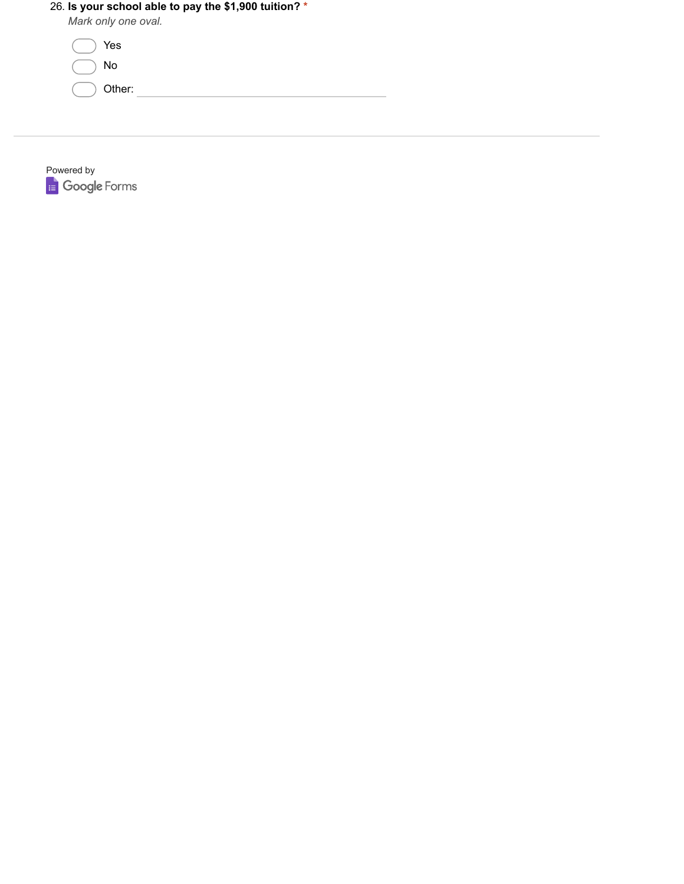26. **Is your school able to pay the $1,900 tuition?** *

*Mark only one oval.*

- Yes
- No
- Other: ______________________

Powered by Google Forms